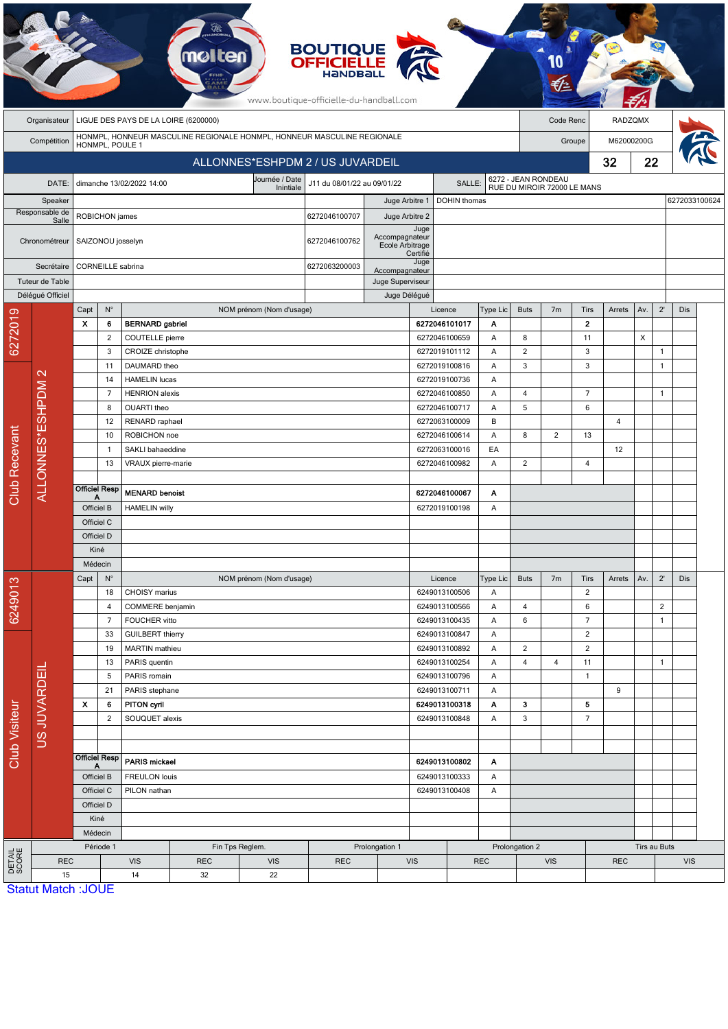BOUTIQUE OFFICIELLE HANDBALL

www.boutique-officielle-du-handball.com

| Organisateur | LIGUE DES PAYS DE LA LOIRE (6200000) | Code Renc | RADZQMX |
|---|---|---|---|
| Compétition | HONMPL, HONNEUR MASCULINE REGIONALE HONMPL, HONNEUR MASCULINE REGIONALE HONMPL, POULE 1 | Groupe | M62000200G |

## ALLONNES*ESHPDM 2 / US JUVARDEIL — 32 / 22

| DATE: | dimanche 13/02/2022 14:00 | Journée / Date Initiale | J11 du 08/01/22 au 09/01/22 | SALLE: | 6272 - JEAN RONDEAU RUE DU MIROIR 72000 LE MANS |
|---|---|---|---|---|---|

| Rôle | Nom | Licence | Rôle | Nom | Licence |
|---|---|---|---|---|---|
| Speaker | | | Juge Arbitre 1 | DOHIN thomas | 6272033100624 |
| Responsable de Salle | ROBICHON james | 6272046100707 | Juge Arbitre 2 | | |
| Chronométreur | SAIZONOU josselyn | 6272046100762 | Juge Accompagnateur Ecole Arbitrage Certifié | | |
| Secrétaire | CORNEILLE sabrina | 6272063200003 | Juge Accompagnateur | | |
| Tuteur de Table | | | Juge Superviseur | | |
| Délégué Officiel | | | Juge Délégué | | |

### Club Recevant — 6272019 — ALLONNES*ESHPDM 2

| Capt | N° | NOM prénom (Nom d'usage) | Licence | Type Lic | Buts | 7m | Tirs | Arrets | Av. | 2' | Dis |
|---|---|---|---|---|---|---|---|---|---|---|---|
| X | 6 | **BERNARD gabriel** | **6272046101017** | **A** | | | **2** | | | | |
| | 2 | COUTELLE pierre | 6272046100659 | A | 8 | | 11 | | X | | |
| | 3 | CROIZE christophe | 6272019101112 | A | 2 | | 3 | | | 1 | |
| | 11 | DAUMARD theo | 6272019100816 | A | 3 | | 3 | | | 1 | |
| | 14 | HAMELIN lucas | 6272019100736 | A | | | | | | | |
| | 7 | HENRION alexis | 6272046100850 | A | 4 | | 7 | | | 1 | |
| | 8 | OUARTI theo | 6272046100717 | A | 5 | | 6 | | | | |
| | 12 | RENARD raphael | 6272063100009 | B | | | | 4 | | | |
| | 10 | ROBICHON noe | 6272046100614 | A | 8 | 2 | 13 | | | | |
| | 1 | SAKLI bahaeddine | 6272063100016 | EA | | | | 12 | | | |
| | 13 | VRAUX pierre-marie | 6272046100982 | A | 2 | | 4 | | | | |
| Officiel Resp A | | **MENARD benoist** | **6272046100067** | **A** | | | | | | | |
| Officiel B | | HAMELIN willy | 6272019100198 | A | | | | | | | |
| Officiel C | | | | | | | | | | | |
| Officiel D | | | | | | | | | | | |
| Kiné | | | | | | | | | | | |
| Médecin | | | | | | | | | | | |

### Club Visiteur — 6249013 — US JUVARDEIL

| Capt | N° | NOM prénom (Nom d'usage) | Licence | Type Lic | Buts | 7m | Tirs | Arrets | Av. | 2' | Dis |
|---|---|---|---|---|---|---|---|---|---|---|---|
| | 18 | CHOISY marius | 6249013100506 | A | | | 2 | | | | |
| | 4 | COMMERE benjamin | 6249013100566 | A | 4 | | 6 | | | 2 | |
| | 7 | FOUCHER vitto | 6249013100435 | A | 6 | | 7 | | | 1 | |
| | 33 | GUILBERT thierry | 6249013100847 | A | | | 2 | | | | |
| | 19 | MARTIN mathieu | 6249013100892 | A | 2 | | 2 | | | | |
| | 13 | PARIS quentin | 6249013100254 | A | 4 | 4 | 11 | | | 1 | |
| | 5 | PARIS romain | 6249013100796 | A | | | 1 | | | | |
| | 21 | PARIS stephane | 6249013100711 | A | | | | 9 | | | |
| X | 6 | **PITON cyril** | **6249013100318** | **A** | **3** | | **5** | | | | |
| | 2 | SOUQUET alexis | 6249013100848 | A | 3 | | 7 | | | | |
| Officiel Resp A | | **PARIS mickael** | **6249013100802** | **A** | | | | | | | |
| Officiel B | | FREULON louis | 6249013100333 | A | | | | | | | |
| Officiel C | | PILON nathan | 6249013100408 | A | | | | | | | |
| Officiel D | | | | | | | | | | | |
| Kiné | | | | | | | | | | | |
| Médecin | | | | | | | | | | | |

### DETAIL SCORE

| Période 1 | | Fin Tps Reglem. | | Prolongation 1 | | Prolongation 2 | | Tirs au Buts | |
|---|---|---|---|---|---|---|---|---|---|
| REC | VIS | REC | VIS | REC | VIS | REC | VIS | REC | VIS |
| 15 | 14 | 32 | 22 | | | | | | |

Statut Match :JOUE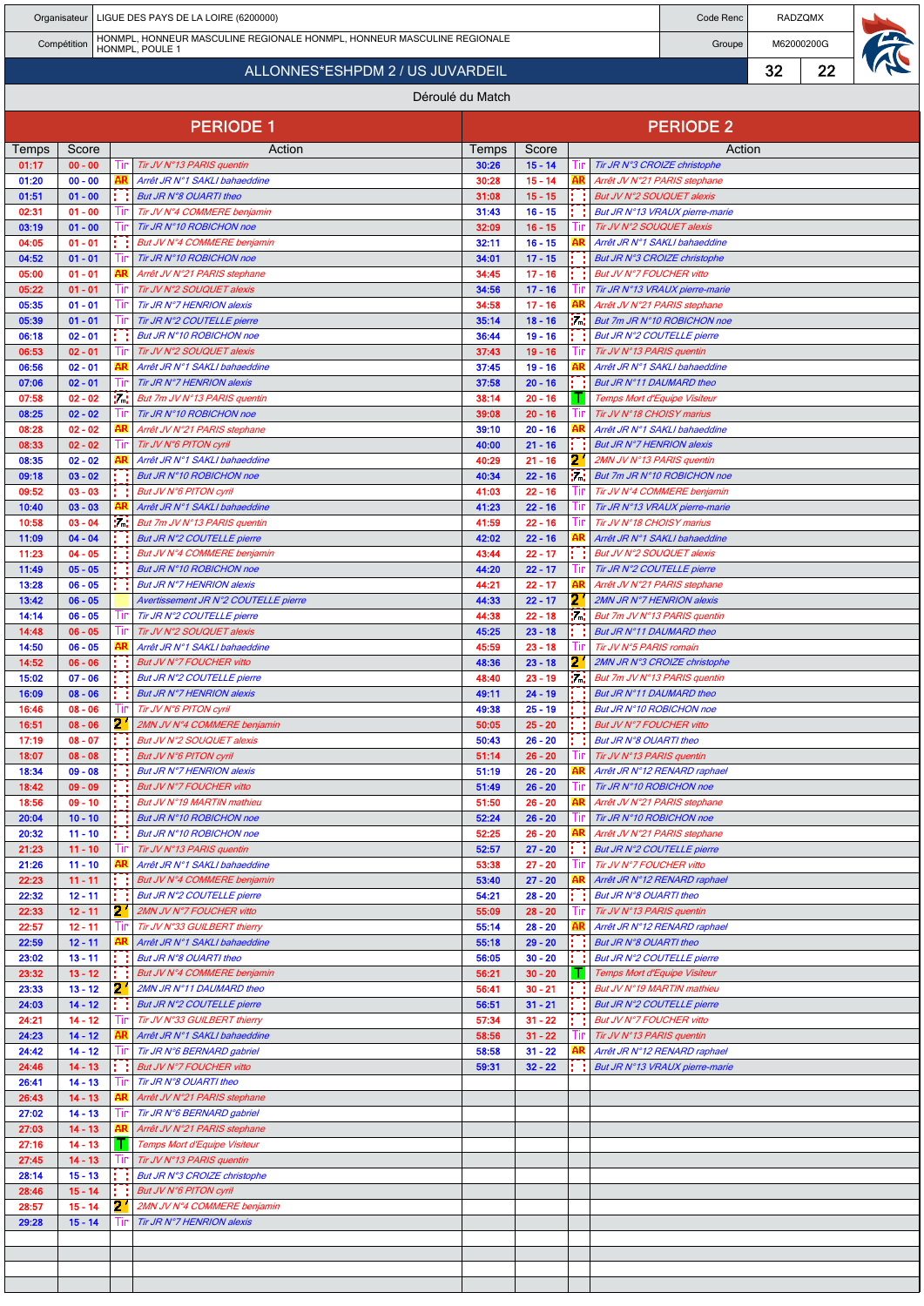| Organisateur | LIGUE DES PAYS DE LA LOIRE (6200000) | Code Renc | RADZQMX |
|---|---|---|---|
| Compétition | HONMPL, HONNEUR MASCULINE REGIONALE HONMPL, HONNEUR MASCULINE REGIONALE HONMPL, POULE 1 | Groupe | M62000200G |

## ALLONNES*ESHPDM 2 / US JUVARDEIL — 32 - 22

### Déroulé du Match

| PERIODE 1 | | | | PERIODE 2 | | | |
|---|---|---|---|---|---|---|---|
| Temps | Score | | Action | Temps | Score | | Action |
| 01:17 | 00 - 00 | Tir | Tir JV N°13 PARIS quentin | 30:26 | 15 - 14 | Tir | Tir JR N°3 CROIZE christophe |
| 01:20 | 00 - 00 | AR | Arrêt JR N°1 SAKLI bahaeddine | 30:28 | 15 - 14 | AR | Arrêt JV N°21 PARIS stephane |
| 01:51 | 01 - 00 | | But JR N°8 OUARTI theo | 31:08 | 15 - 15 | | But JV N°2 SOUQUET alexis |
| 02:31 | 01 - 00 | Tir | Tir JV N°4 COMMERE benjamin | 31:43 | 16 - 15 | | But JR N°13 VRAUX pierre-marie |
| 03:19 | 01 - 00 | Tir | Tir JR N°10 ROBICHON noe | 32:09 | 16 - 15 | Tir | Tir JV N°2 SOUQUET alexis |
| 04:05 | 01 - 01 | | But JV N°4 COMMERE benjamin | 32:11 | 16 - 15 | AR | Arrêt JR N°1 SAKLI bahaeddine |
| 04:52 | 01 - 01 | Tir | Tir JR N°10 ROBICHON noe | 34:01 | 17 - 15 | | But JR N°3 CROIZE christophe |
| 05:00 | 01 - 01 | AR | Arrêt JV N°21 PARIS stephane | 34:45 | 17 - 16 | | But JV N°7 FOUCHER vitto |
| 05:22 | 01 - 01 | Tir | Tir JV N°2 SOUQUET alexis | 34:56 | 17 - 16 | Tir | Tir JR N°13 VRAUX pierre-marie |
| 05:35 | 01 - 01 | Tir | Tir JR N°7 HENRION alexis | 34:58 | 17 - 16 | AR | Arrêt JV N°21 PARIS stephane |
| 05:39 | 01 - 01 | Tir | Tir JR N°2 COUTELLE pierre | 35:14 | 18 - 16 | 7m | But 7m JR N°10 ROBICHON noe |
| 06:18 | 02 - 01 | | But JR N°10 ROBICHON noe | 36:44 | 19 - 16 | | But JR N°2 COUTELLE pierre |
| 06:53 | 02 - 01 | Tir | Tir JV N°2 SOUQUET alexis | 37:43 | 19 - 16 | Tir | Tir JV N°13 PARIS quentin |
| 06:56 | 02 - 01 | AR | Arrêt JR N°1 SAKLI bahaeddine | 37:45 | 19 - 16 | AR | Arrêt JR N°1 SAKLI bahaeddine |
| 07:06 | 02 - 01 | Tir | Tir JR N°7 HENRION alexis | 37:58 | 20 - 16 | | But JR N°11 DAUMARD theo |
| 07:58 | 02 - 02 | 7m | But 7m JV N°13 PARIS quentin | 38:14 | 20 - 16 | T | Temps Mort d'Equipe Visiteur |
| 08:25 | 02 - 02 | Tir | Tir JR N°10 ROBICHON noe | 39:08 | 20 - 16 | Tir | Tir JV N°18 CHOISY marius |
| 08:28 | 02 - 02 | AR | Arrêt JV N°21 PARIS stephane | 39:10 | 20 - 16 | AR | Arrêt JR N°1 SAKLI bahaeddine |
| 08:33 | 02 - 02 | Tir | Tir JV N°6 PITON cyril | 40:00 | 21 - 16 | | But JR N°7 HENRION alexis |
| 08:35 | 02 - 02 | AR | Arrêt JR N°1 SAKLI bahaeddine | 40:29 | 21 - 16 | 2' | 2MN JV N°13 PARIS quentin |
| 09:18 | 03 - 02 | | But JR N°10 ROBICHON noe | 40:34 | 22 - 16 | 7m | But 7m JR N°10 ROBICHON noe |
| 09:52 | 03 - 03 | | But JV N°6 PITON cyril | 41:03 | 22 - 16 | Tir | Tir JV N°4 COMMERE benjamin |
| 10:40 | 03 - 03 | AR | Arrêt JR N°1 SAKLI bahaeddine | 41:23 | 22 - 16 | Tir | Tir JR N°13 VRAUX pierre-marie |
| 10:58 | 03 - 04 | 7m | But 7m JV N°13 PARIS quentin | 41:59 | 22 - 16 | Tir | Tir JV N°18 CHOISY marius |
| 11:09 | 04 - 04 | | But JR N°2 COUTELLE pierre | 42:02 | 22 - 16 | AR | Arrêt JR N°1 SAKLI bahaeddine |
| 11:23 | 04 - 05 | | But JV N°4 COMMERE benjamin | 43:44 | 22 - 17 | | But JV N°2 SOUQUET alexis |
| 11:49 | 05 - 05 | | But JR N°10 ROBICHON noe | 44:20 | 22 - 17 | Tir | Tir JR N°2 COUTELLE pierre |
| 13:28 | 06 - 05 | | But JR N°7 HENRION alexis | 44:21 | 22 - 17 | AR | Arrêt JV N°21 PARIS stephane |
| 13:42 | 06 - 05 | | Avertissement JR N°2 COUTELLE pierre | 44:33 | 22 - 17 | 2' | 2MN JR N°7 HENRION alexis |
| 14:14 | 06 - 05 | Tir | Tir JR N°2 COUTELLE pierre | 44:38 | 22 - 18 | 7m | But 7m JV N°13 PARIS quentin |
| 14:48 | 06 - 05 | Tir | Tir JV N°2 SOUQUET alexis | 45:25 | 23 - 18 | | But JR N°11 DAUMARD theo |
| 14:50 | 06 - 05 | AR | Arrêt JR N°1 SAKLI bahaeddine | 45:59 | 23 - 18 | Tir | Tir JV N°5 PARIS romain |
| 14:52 | 06 - 06 | | But JV N°7 FOUCHER vitto | 48:36 | 23 - 18 | 2' | 2MN JR N°3 CROIZE christophe |
| 15:02 | 07 - 06 | | But JR N°2 COUTELLE pierre | 48:40 | 23 - 19 | 7m | But 7m JV N°13 PARIS quentin |
| 16:09 | 08 - 06 | | But JR N°7 HENRION alexis | 49:11 | 24 - 19 | | But JR N°11 DAUMARD theo |
| 16:46 | 08 - 06 | Tir | Tir JV N°6 PITON cyril | 49:38 | 25 - 19 | | But JR N°10 ROBICHON noe |
| 16:51 | 08 - 06 | 2' | 2MN JV N°4 COMMERE benjamin | 50:05 | 25 - 20 | | But JV N°7 FOUCHER vitto |
| 17:19 | 08 - 07 | | But JV N°2 SOUQUET alexis | 50:43 | 26 - 20 | | But JR N°8 OUARTI theo |
| 18:07 | 08 - 08 | | But JV N°6 PITON cyril | 51:14 | 26 - 20 | Tir | Tir JV N°13 PARIS quentin |
| 18:34 | 09 - 08 | | But JR N°7 HENRION alexis | 51:19 | 26 - 20 | AR | Arrêt JR N°12 RENARD raphael |
| 18:42 | 09 - 09 | | But JV N°7 FOUCHER vitto | 51:49 | 26 - 20 | Tir | Tir JR N°10 ROBICHON noe |
| 18:56 | 09 - 10 | | But JV N°19 MARTIN mathieu | 51:50 | 26 - 20 | AR | Arrêt JV N°21 PARIS stephane |
| 20:04 | 10 - 10 | | But JR N°10 ROBICHON noe | 52:24 | 26 - 20 | Tir | Tir JR N°10 ROBICHON noe |
| 20:32 | 11 - 10 | | But JR N°10 ROBICHON noe | 52:25 | 26 - 20 | AR | Arrêt JV N°21 PARIS stephane |
| 21:23 | 11 - 10 | Tir | Tir JV N°13 PARIS quentin | 52:57 | 27 - 20 | | But JR N°2 COUTELLE pierre |
| 21:26 | 11 - 10 | AR | Arrêt JR N°1 SAKLI bahaeddine | 53:38 | 27 - 20 | Tir | Tir JV N°7 FOUCHER vitto |
| 22:23 | 11 - 11 | | But JV N°4 COMMERE benjamin | 53:40 | 27 - 20 | AR | Arrêt JR N°12 RENARD raphael |
| 22:32 | 12 - 11 | | But JR N°2 COUTELLE pierre | 54:21 | 28 - 20 | | But JR N°8 OUARTI theo |
| 22:33 | 12 - 11 | 2' | 2MN JV N°7 FOUCHER vitto | 55:09 | 28 - 20 | Tir | Tir JV N°13 PARIS quentin |
| 22:57 | 12 - 11 | Tir | Tir JV N°33 GUILBERT thierry | 55:14 | 28 - 20 | AR | Arrêt JR N°12 RENARD raphael |
| 22:59 | 12 - 11 | AR | Arrêt JR N°1 SAKLI bahaeddine | 55:18 | 29 - 20 | | But JR N°8 OUARTI theo |
| 23:02 | 13 - 11 | | But JR N°8 OUARTI theo | 56:05 | 30 - 20 | | But JR N°2 COUTELLE pierre |
| 23:32 | 13 - 12 | | But JV N°4 COMMERE benjamin | 56:21 | 30 - 20 | T | Temps Mort d'Equipe Visiteur |
| 23:33 | 13 - 12 | 2' | 2MN JR N°11 DAUMARD theo | 56:41 | 30 - 21 | | But JV N°19 MARTIN mathieu |
| 24:03 | 14 - 12 | | But JR N°2 COUTELLE pierre | 56:51 | 31 - 21 | | But JR N°2 COUTELLE pierre |
| 24:21 | 14 - 12 | Tir | Tir JV N°33 GUILBERT thierry | 57:34 | 31 - 22 | | But JV N°7 FOUCHER vitto |
| 24:23 | 14 - 12 | AR | Arrêt JR N°1 SAKLI bahaeddine | 58:56 | 31 - 22 | Tir | Tir JV N°13 PARIS quentin |
| 24:42 | 14 - 12 | Tir | Tir JR N°6 BERNARD gabriel | 58:58 | 31 - 22 | AR | Arrêt JR N°12 RENARD raphael |
| 24:46 | 14 - 13 | | But JV N°7 FOUCHER vitto | 59:31 | 32 - 22 | | But JR N°13 VRAUX pierre-marie |
| 26:41 | 14 - 13 | Tir | Tir JR N°8 OUARTI theo | | | | |
| 26:43 | 14 - 13 | AR | Arrêt JV N°21 PARIS stephane | | | | |
| 27:02 | 14 - 13 | Tir | Tir JR N°6 BERNARD gabriel | | | | |
| 27:03 | 14 - 13 | AR | Arrêt JV N°21 PARIS stephane | | | | |
| 27:16 | 14 - 13 | T | Temps Mort d'Equipe Visiteur | | | | |
| 27:45 | 14 - 13 | Tir | Tir JV N°13 PARIS quentin | | | | |
| 28:14 | 15 - 13 | | But JR N°3 CROIZE christophe | | | | |
| 28:46 | 15 - 14 | | But JV N°6 PITON cyril | | | | |
| 28:57 | 15 - 14 | 2' | 2MN JV N°4 COMMERE benjamin | | | | |
| 29:28 | 15 - 14 | Tir | Tir JR N°7 HENRION alexis | | | | |